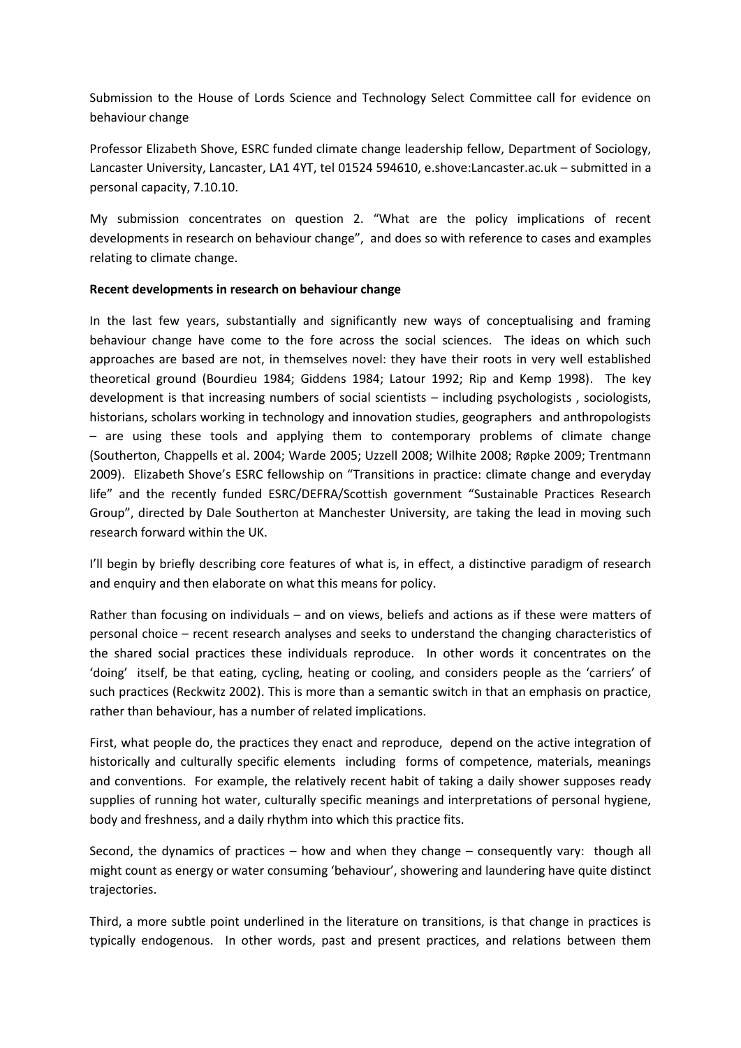Submission to the House of Lords Science and Technology Select Committee call for evidence on behaviour change

Professor Elizabeth Shove, ESRC funded climate change leadership fellow, Department of Sociology, Lancaster University, Lancaster, LA1 4YT, tel 01524 594610, e.shove:Lancaster.ac.uk – submitted in a personal capacity, 7.10.10.

My submission concentrates on question 2. "What are the policy implications of recent developments in research on behaviour change", and does so with reference to cases and examples relating to climate change.

**Recent developments in research on behaviour change**

In the last few years, substantially and significantly new ways of conceptualising and framing behaviour change have come to the fore across the social sciences. The ideas on which such approaches are based are not, in themselves novel: they have their roots in very well established theoretical ground (Bourdieu 1984; Giddens 1984; Latour 1992; Rip and Kemp 1998). The key development is that increasing numbers of social scientists – including psychologists , sociologists, historians, scholars working in technology and innovation studies, geographers and anthropologists – are using these tools and applying them to contemporary problems of climate change (Southerton, Chappells et al. 2004; Warde 2005; Uzzell 2008; Wilhite 2008; Røpke 2009; Trentmann 2009). Elizabeth Shove's ESRC fellowship on "Transitions in practice: climate change and everyday life" and the recently funded ESRC/DEFRA/Scottish government "Sustainable Practices Research Group", directed by Dale Southerton at Manchester University, are taking the lead in moving such research forward within the UK.

I'll begin by briefly describing core features of what is, in effect, a distinctive paradigm of research and enquiry and then elaborate on what this means for policy.

Rather than focusing on individuals – and on views, beliefs and actions as if these were matters of personal choice – recent research analyses and seeks to understand the changing characteristics of the shared social practices these individuals reproduce. In other words it concentrates on the 'doing' itself, be that eating, cycling, heating or cooling, and considers people as the 'carriers' of such practices (Reckwitz 2002). This is more than a semantic switch in that an emphasis on practice, rather than behaviour, has a number of related implications.

First, what people do, the practices they enact and reproduce, depend on the active integration of historically and culturally specific elements including forms of competence, materials, meanings and conventions. For example, the relatively recent habit of taking a daily shower supposes ready supplies of running hot water, culturally specific meanings and interpretations of personal hygiene, body and freshness, and a daily rhythm into which this practice fits.

Second, the dynamics of practices – how and when they change – consequently vary: though all might count as energy or water consuming 'behaviour', showering and laundering have quite distinct trajectories.

Third, a more subtle point underlined in the literature on transitions, is that change in practices is typically endogenous. In other words, past and present practices, and relations between them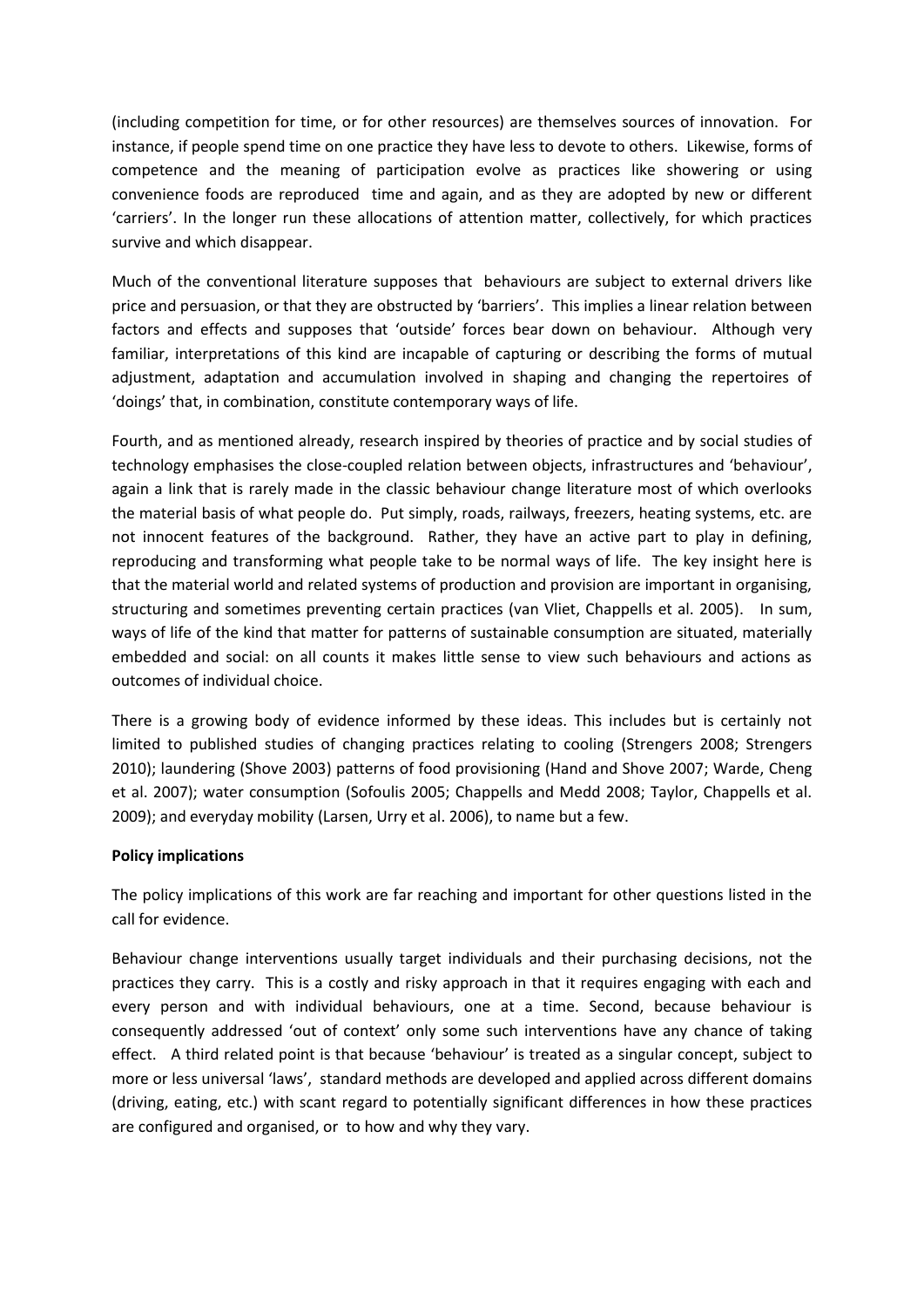(including competition for time, or for other resources) are themselves sources of innovation. For instance, if people spend time on one practice they have less to devote to others. Likewise, forms of competence and the meaning of participation evolve as practices like showering or using convenience foods are reproduced time and again, and as they are adopted by new or different 'carriers'. In the longer run these allocations of attention matter, collectively, for which practices survive and which disappear.

Much of the conventional literature supposes that behaviours are subject to external drivers like price and persuasion, or that they are obstructed by 'barriers'. This implies a linear relation between factors and effects and supposes that 'outside' forces bear down on behaviour. Although very familiar, interpretations of this kind are incapable of capturing or describing the forms of mutual adjustment, adaptation and accumulation involved in shaping and changing the repertoires of 'doings' that, in combination, constitute contemporary ways of life.

Fourth, and as mentioned already, research inspired by theories of practice and by social studies of technology emphasises the close-coupled relation between objects, infrastructures and 'behaviour', again a link that is rarely made in the classic behaviour change literature most of which overlooks the material basis of what people do. Put simply, roads, railways, freezers, heating systems, etc. are not innocent features of the background. Rather, they have an active part to play in defining, reproducing and transforming what people take to be normal ways of life. The key insight here is that the material world and related systems of production and provision are important in organising, structuring and sometimes preventing certain practices (van Vliet, Chappells et al. 2005). In sum, ways of life of the kind that matter for patterns of sustainable consumption are situated, materially embedded and social: on all counts it makes little sense to view such behaviours and actions as outcomes of individual choice.

There is a growing body of evidence informed by these ideas. This includes but is certainly not limited to published studies of changing practices relating to cooling (Strengers 2008; Strengers 2010); laundering (Shove 2003) patterns of food provisioning (Hand and Shove 2007; Warde, Cheng et al. 2007); water consumption (Sofoulis 2005; Chappells and Medd 2008; Taylor, Chappells et al. 2009); and everyday mobility (Larsen, Urry et al. 2006), to name but a few.

**Policy implications**

The policy implications of this work are far reaching and important for other questions listed in the call for evidence.

Behaviour change interventions usually target individuals and their purchasing decisions, not the practices they carry. This is a costly and risky approach in that it requires engaging with each and every person and with individual behaviours, one at a time. Second, because behaviour is consequently addressed 'out of context' only some such interventions have any chance of taking effect. A third related point is that because 'behaviour' is treated as a singular concept, subject to more or less universal 'laws', standard methods are developed and applied across different domains (driving, eating, etc.) with scant regard to potentially significant differences in how these practices are configured and organised, or to how and why they vary.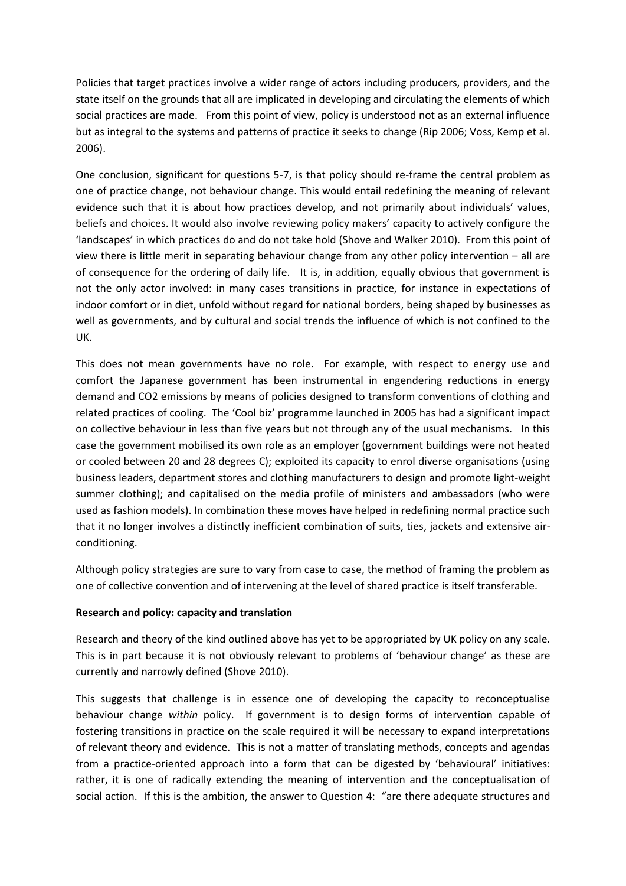Policies that target practices involve a wider range of actors including producers, providers, and the state itself on the grounds that all are implicated in developing and circulating the elements of which social practices are made. From this point of view, policy is understood not as an external influence but as integral to the systems and patterns of practice it seeks to change (Rip 2006; Voss, Kemp et al. 2006).

One conclusion, significant for questions 5-7, is that policy should re-frame the central problem as one of practice change, not behaviour change. This would entail redefining the meaning of relevant evidence such that it is about how practices develop, and not primarily about individuals' values, beliefs and choices. It would also involve reviewing policy makers' capacity to actively configure the 'landscapes' in which practices do and do not take hold (Shove and Walker 2010). From this point of view there is little merit in separating behaviour change from any other policy intervention – all are of consequence for the ordering of daily life. It is, in addition, equally obvious that government is not the only actor involved: in many cases transitions in practice, for instance in expectations of indoor comfort or in diet, unfold without regard for national borders, being shaped by businesses as well as governments, and by cultural and social trends the influence of which is not confined to the UK.

This does not mean governments have no role. For example, with respect to energy use and comfort the Japanese government has been instrumental in engendering reductions in energy demand and $CO_2$ emissions by means of policies designed to transform conventions of clothing and related practices of cooling. The 'Cool biz' programme launched in 2005 has had a significant impact on collective behaviour in less than five years but not through any of the usual mechanisms. In this case the government mobilised its own role as an employer (government buildings were not heated or cooled between 20 and 28 degrees C); exploited its capacity to enrol diverse organisations (using business leaders, department stores and clothing manufacturers to design and promote light-weight summer clothing); and capitalised on the media profile of ministers and ambassadors (who were used as fashion models). In combination these moves have helped in redefining normal practice such that it no longer involves a distinctly inefficient combination of suits, ties, jackets and extensive air-conditioning.

Although policy strategies are sure to vary from case to case, the method of framing the problem as one of collective convention and of intervening at the level of shared practice is itself transferable.

**Research and policy: capacity and translation**

Research and theory of the kind outlined above has yet to be appropriated by UK policy on any scale. This is in part because it is not obviously relevant to problems of 'behaviour change' as these are currently and narrowly defined (Shove 2010).

This suggests that challenge is in essence one of developing the capacity to reconceptualise behaviour change *within* policy. If government is to design forms of intervention capable of fostering transitions in practice on the scale required it will be necessary to expand interpretations of relevant theory and evidence. This is not a matter of translating methods, concepts and agendas from a practice-oriented approach into a form that can be digested by 'behavioural' initiatives: rather, it is one of radically extending the meaning of intervention and the conceptualisation of social action. If this is the ambition, the answer to Question 4: "are there adequate structures and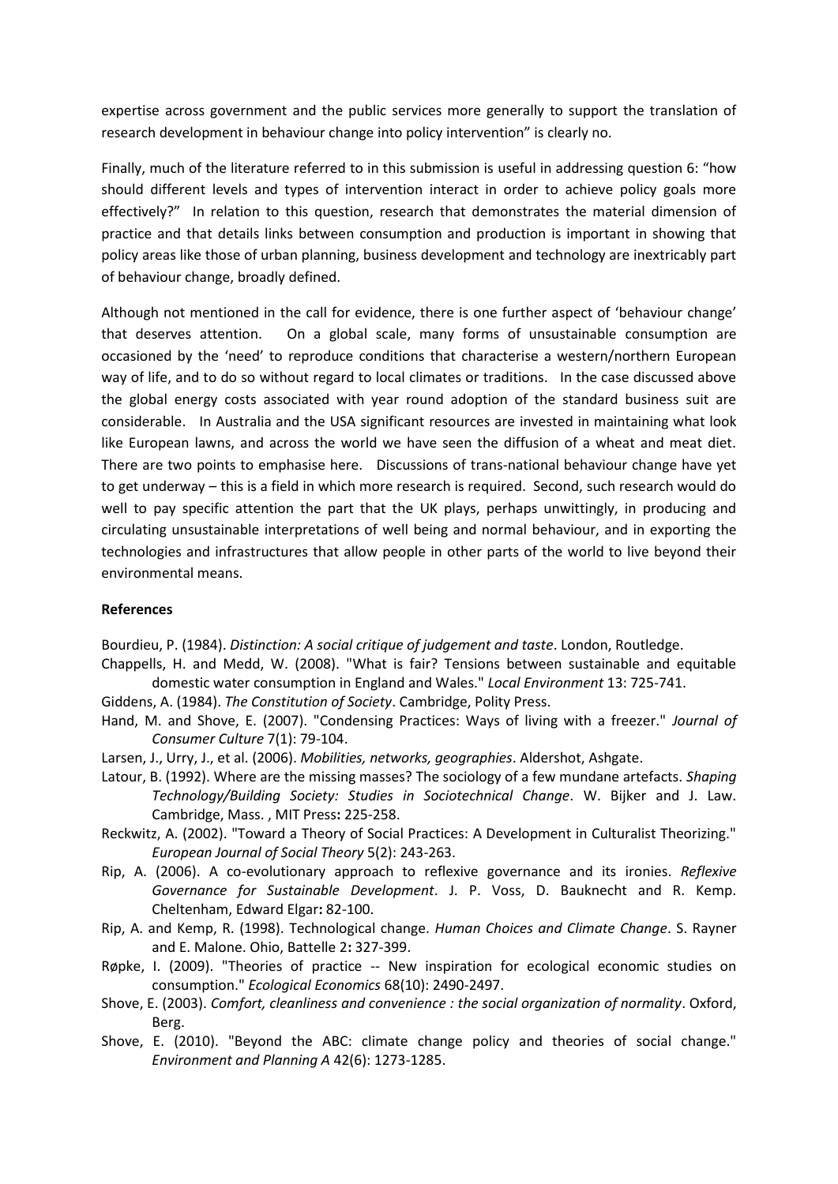expertise across government and the public services more generally to support the translation of research development in behaviour change into policy intervention" is clearly no.

Finally, much of the literature referred to in this submission is useful in addressing question 6: "how should different levels and types of intervention interact in order to achieve policy goals more effectively?" In relation to this question, research that demonstrates the material dimension of practice and that details links between consumption and production is important in showing that policy areas like those of urban planning, business development and technology are inextricably part of behaviour change, broadly defined.

Although not mentioned in the call for evidence, there is one further aspect of 'behaviour change' that deserves attention. On a global scale, many forms of unsustainable consumption are occasioned by the 'need' to reproduce conditions that characterise a western/northern European way of life, and to do so without regard to local climates or traditions. In the case discussed above the global energy costs associated with year round adoption of the standard business suit are considerable. In Australia and the USA significant resources are invested in maintaining what look like European lawns, and across the world we have seen the diffusion of a wheat and meat diet. There are two points to emphasise here. Discussions of trans-national behaviour change have yet to get underway – this is a field in which more research is required. Second, such research would do well to pay specific attention the part that the UK plays, perhaps unwittingly, in producing and circulating unsustainable interpretations of well being and normal behaviour, and in exporting the technologies and infrastructures that allow people in other parts of the world to live beyond their environmental means.

**References**

Bourdieu, P. (1984). *Distinction: A social critique of judgement and taste*. London, Routledge.

Chappells, H. and Medd, W. (2008). "What is fair? Tensions between sustainable and equitable domestic water consumption in England and Wales." *Local Environment* 13: 725-741.

Giddens, A. (1984). *The Constitution of Society*. Cambridge, Polity Press.

Hand, M. and Shove, E. (2007). "Condensing Practices: Ways of living with a freezer." *Journal of Consumer Culture* 7(1): 79-104.

Larsen, J., Urry, J., et al. (2006). *Mobilities, networks, geographies*. Aldershot, Ashgate.

Latour, B. (1992). Where are the missing masses? The sociology of a few mundane artefacts. *Shaping Technology/Building Society: Studies in Sociotechnical Change*. W. Bijker and J. Law. Cambridge, Mass. , MIT Press**:** 225-258.

Reckwitz, A. (2002). "Toward a Theory of Social Practices: A Development in Culturalist Theorizing." *European Journal of Social Theory* 5(2): 243-263.

Rip, A. (2006). A co-evolutionary approach to reflexive governance and its ironies. *Reflexive Governance for Sustainable Development*. J. P. Voss, D. Bauknecht and R. Kemp. Cheltenham, Edward Elgar**:** 82-100.

Rip, A. and Kemp, R. (1998). Technological change. *Human Choices and Climate Change*. S. Rayner and E. Malone. Ohio, Battelle 2**:** 327-399.

Røpke, I. (2009). "Theories of practice -- New inspiration for ecological economic studies on consumption." *Ecological Economics* 68(10): 2490-2497.

Shove, E. (2003). *Comfort, cleanliness and convenience : the social organization of normality*. Oxford, Berg.

Shove, E. (2010). "Beyond the ABC: climate change policy and theories of social change." *Environment and Planning A* 42(6): 1273-1285.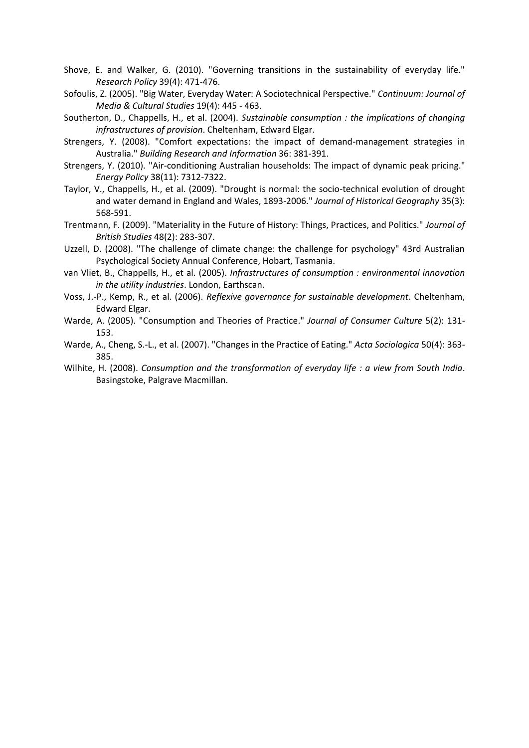Shove, E. and Walker, G. (2010). "Governing transitions in the sustainability of everyday life." *Research Policy* 39(4): 471-476.

Sofoulis, Z. (2005). "Big Water, Everyday Water: A Sociotechnical Perspective." *Continuum: Journal of Media & Cultural Studies* 19(4): 445 - 463.

Southerton, D., Chappells, H., et al. (2004). *Sustainable consumption : the implications of changing infrastructures of provision*. Cheltenham, Edward Elgar.

Strengers, Y. (2008). "Comfort expectations: the impact of demand-management strategies in Australia." *Building Research and Information* 36: 381-391.

Strengers, Y. (2010). "Air-conditioning Australian households: The impact of dynamic peak pricing." *Energy Policy* 38(11): 7312-7322.

Taylor, V., Chappells, H., et al. (2009). "Drought is normal: the socio-technical evolution of drought and water demand in England and Wales, 1893-2006." *Journal of Historical Geography* 35(3): 568-591.

Trentmann, F. (2009). "Materiality in the Future of History: Things, Practices, and Politics." *Journal of British Studies* 48(2): 283-307.

Uzzell, D. (2008). "The challenge of climate change: the challenge for psychology" 43rd Australian Psychological Society Annual Conference, Hobart, Tasmania.

van Vliet, B., Chappells, H., et al. (2005). *Infrastructures of consumption : environmental innovation in the utility industries*. London, Earthscan.

Voss, J.-P., Kemp, R., et al. (2006). *Reflexive governance for sustainable development*. Cheltenham, Edward Elgar.

Warde, A. (2005). "Consumption and Theories of Practice." *Journal of Consumer Culture* 5(2): 131-153.

Warde, A., Cheng, S.-L., et al. (2007). "Changes in the Practice of Eating." *Acta Sociologica* 50(4): 363-385.

Wilhite, H. (2008). *Consumption and the transformation of everyday life : a view from South India*. Basingstoke, Palgrave Macmillan.